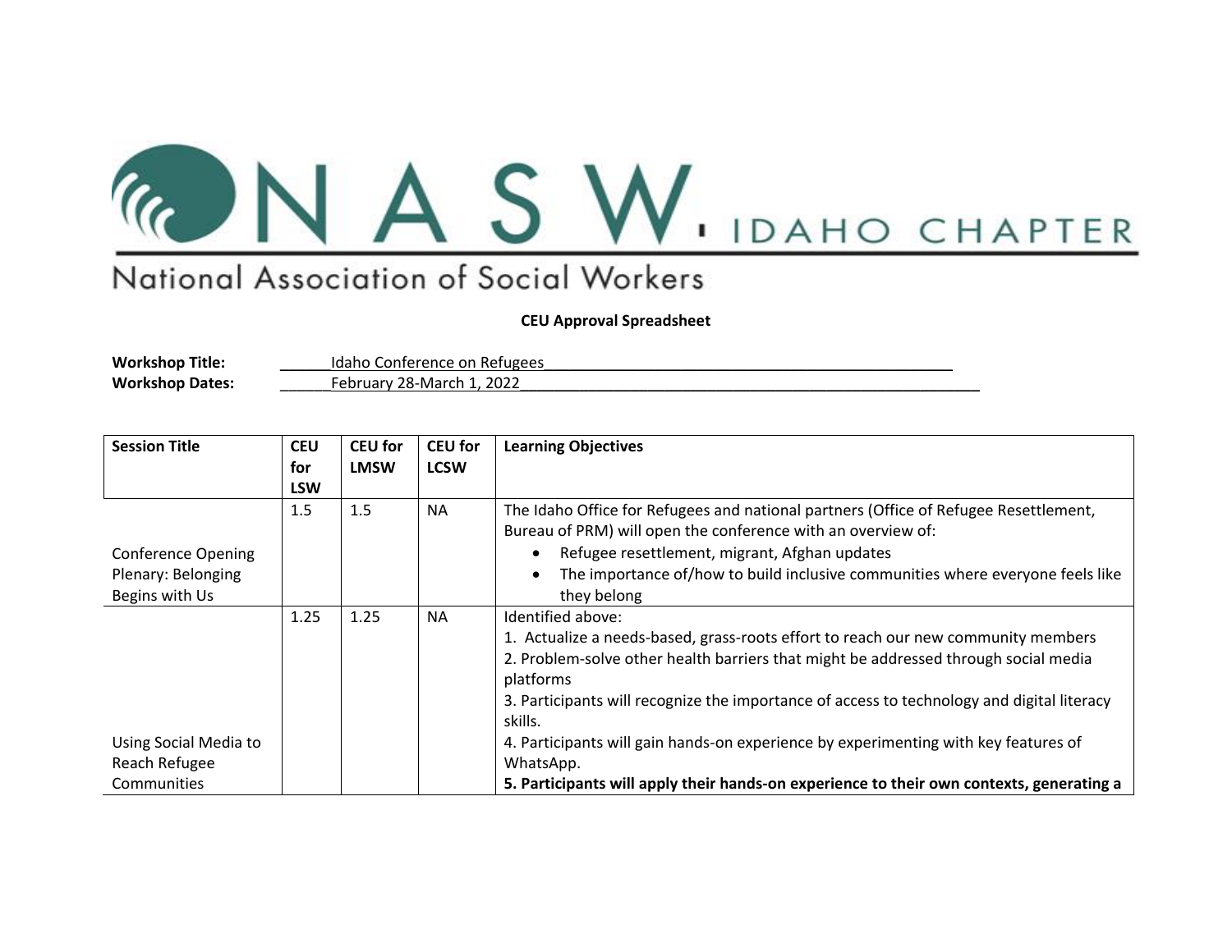# NASW IDAHO CHAPTER

National Association of Social Workers

**CEU Approval Spreadsheet**

**Workshop Title:** Idaho Conference on Refugees
**Workshop Dates:** February 28-March 1, 2022

| Session Title | CEU for LSW | CEU for LMSW | CEU for LCSW | Learning Objectives |
|---|---|---|---|---|
| Conference Opening Plenary: Belonging Begins with Us | 1.5 | 1.5 | NA | The Idaho Office for Refugees and national partners (Office of Refugee Resettlement, Bureau of PRM) will open the conference with an overview of:<br>• Refugee resettlement, migrant, Afghan updates<br>• The importance of/how to build inclusive communities where everyone feels like they belong |
| Using Social Media to Reach Refugee Communities | 1.25 | 1.25 | NA | Identified above:<br>1. Actualize a needs-based, grass-roots effort to reach our new community members<br>2. Problem-solve other health barriers that might be addressed through social media platforms<br>3. Participants will recognize the importance of access to technology and digital literacy skills.<br>4. Participants will gain hands-on experience by experimenting with key features of WhatsApp.<br>**5. Participants will apply their hands-on experience to their own contexts, generating a** |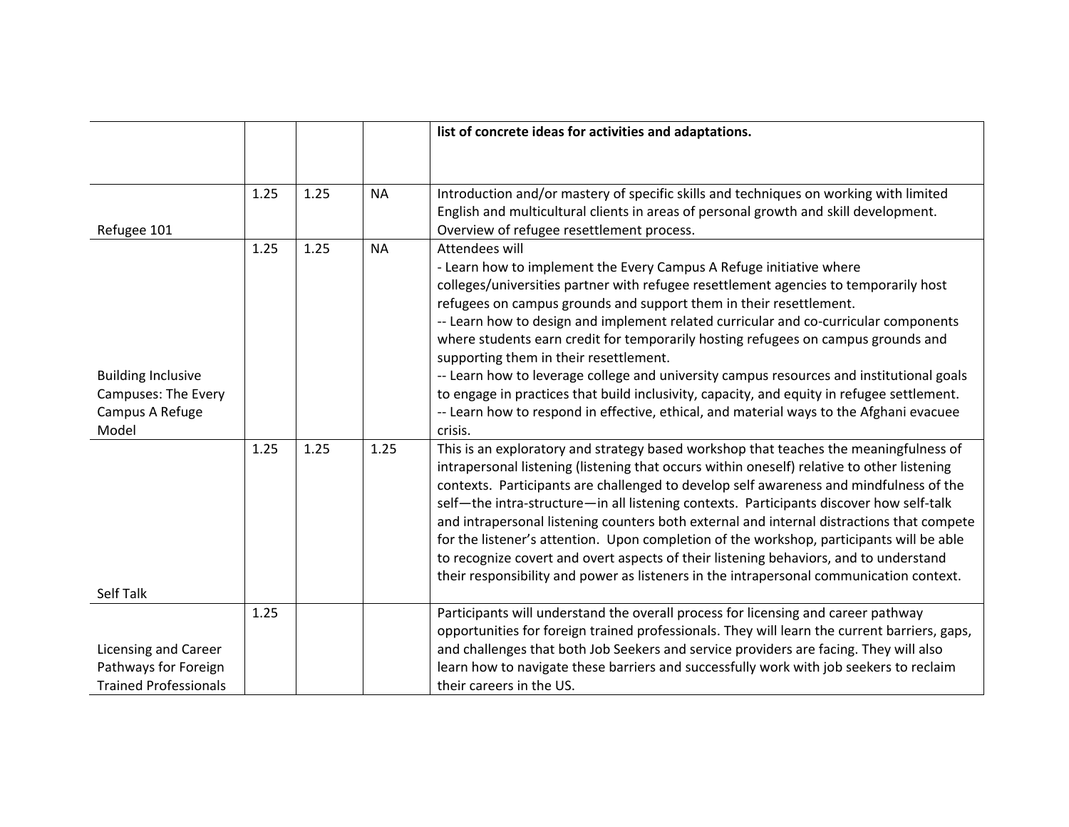| | | | | |
|---|---|---|---|---|
| | | | | **list of concrete ideas for activities and adaptations.** |
| Refugee 101 | 1.25 | 1.25 | NA | Introduction and/or mastery of specific skills and techniques on working with limited English and multicultural clients in areas of personal growth and skill development. Overview of refugee resettlement process. |
| Building Inclusive Campuses: The Every Campus A Refuge Model | 1.25 | 1.25 | NA | Attendees will<br>- Learn how to implement the Every Campus A Refuge initiative where colleges/universities partner with refugee resettlement agencies to temporarily host refugees on campus grounds and support them in their resettlement.<br>-- Learn how to design and implement related curricular and co-curricular components where students earn credit for temporarily hosting refugees on campus grounds and supporting them in their resettlement.<br>-- Learn how to leverage college and university campus resources and institutional goals to engage in practices that build inclusivity, capacity, and equity in refugee settlement.<br>-- Learn how to respond in effective, ethical, and material ways to the Afghani evacuee crisis. |
| Self Talk | 1.25 | 1.25 | 1.25 | This is an exploratory and strategy based workshop that teaches the meaningfulness of intrapersonal listening (listening that occurs within oneself) relative to other listening contexts. Participants are challenged to develop self awareness and mindfulness of the self—the intra-structure—in all listening contexts. Participants discover how self-talk and intrapersonal listening counters both external and internal distractions that compete for the listener's attention. Upon completion of the workshop, participants will be able to recognize covert and overt aspects of their listening behaviors, and to understand their responsibility and power as listeners in the intrapersonal communication context. |
| Licensing and Career Pathways for Foreign Trained Professionals | 1.25 | | | Participants will understand the overall process for licensing and career pathway opportunities for foreign trained professionals. They will learn the current barriers, gaps, and challenges that both Job Seekers and service providers are facing. They will also learn how to navigate these barriers and successfully work with job seekers to reclaim their careers in the US. |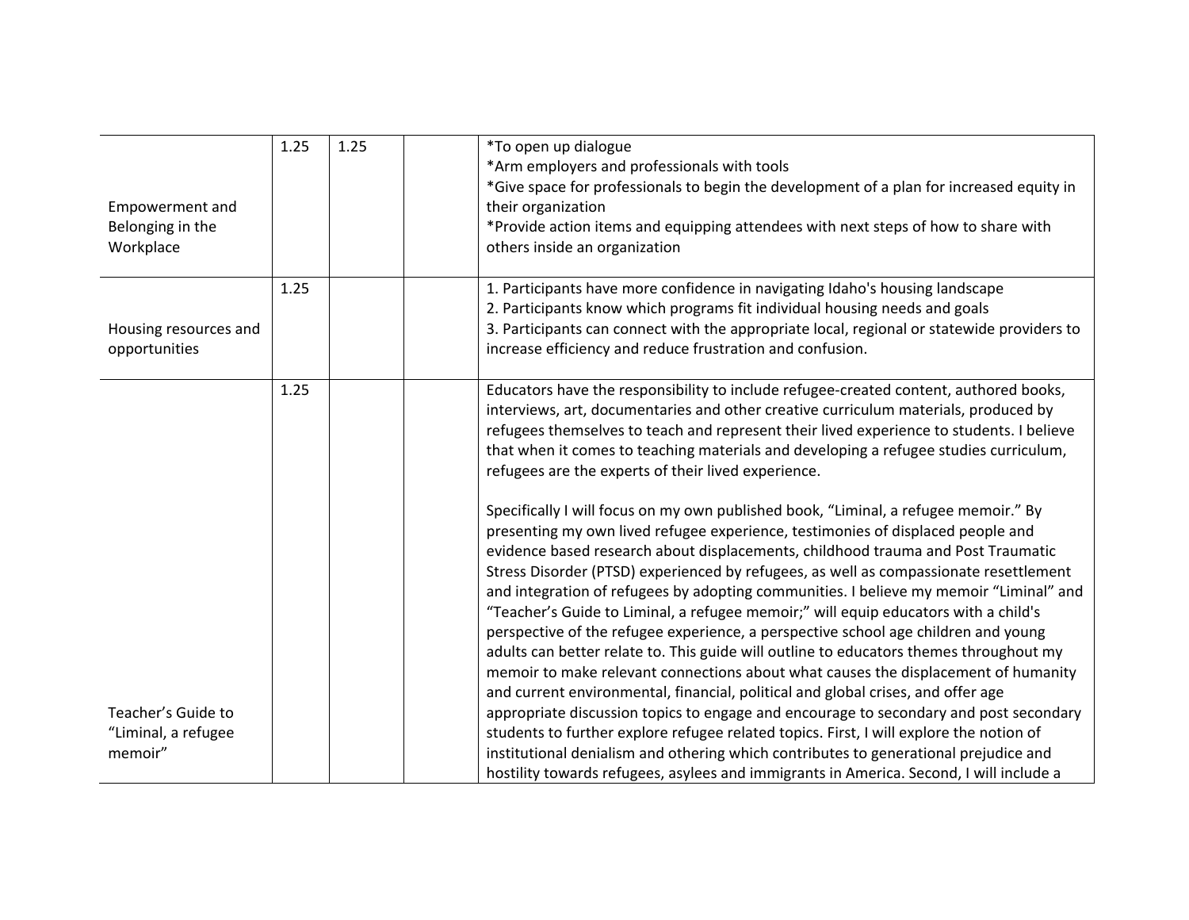| | | | | |
|---|---|---|---|---|
| Empowerment and Belonging in the Workplace | 1.25 | 1.25 | | *To open up dialogue<br>*Arm employers and professionals with tools<br>*Give space for professionals to begin the development of a plan for increased equity in their organization<br>*Provide action items and equipping attendees with next steps of how to share with others inside an organization |
| Housing resources and opportunities | 1.25 | | | 1. Participants have more confidence in navigating Idaho's housing landscape<br>2. Participants know which programs fit individual housing needs and goals<br>3. Participants can connect with the appropriate local, regional or statewide providers to increase efficiency and reduce frustration and confusion. |
| Teacher's Guide to "Liminal, a refugee memoir" | 1.25 | | | Educators have the responsibility to include refugee-created content, authored books, interviews, art, documentaries and other creative curriculum materials, produced by refugees themselves to teach and represent their lived experience to students. I believe that when it comes to teaching materials and developing a refugee studies curriculum, refugees are the experts of their lived experience.<br><br>Specifically I will focus on my own published book, "Liminal, a refugee memoir." By presenting my own lived refugee experience, testimonies of displaced people and evidence based research about displacements, childhood trauma and Post Traumatic Stress Disorder (PTSD) experienced by refugees, as well as compassionate resettlement and integration of refugees by adopting communities. I believe my memoir "Liminal" and "Teacher's Guide to Liminal, a refugee memoir;" will equip educators with a child's perspective of the refugee experience, a perspective school age children and young adults can better relate to. This guide will outline to educators themes throughout my memoir to make relevant connections about what causes the displacement of humanity and current environmental, financial, political and global crises, and offer age appropriate discussion topics to engage and encourage to secondary and post secondary students to further explore refugee related topics. First, I will explore the notion of institutional denialism and othering which contributes to generational prejudice and hostility towards refugees, asylees and immigrants in America. Second, I will include a |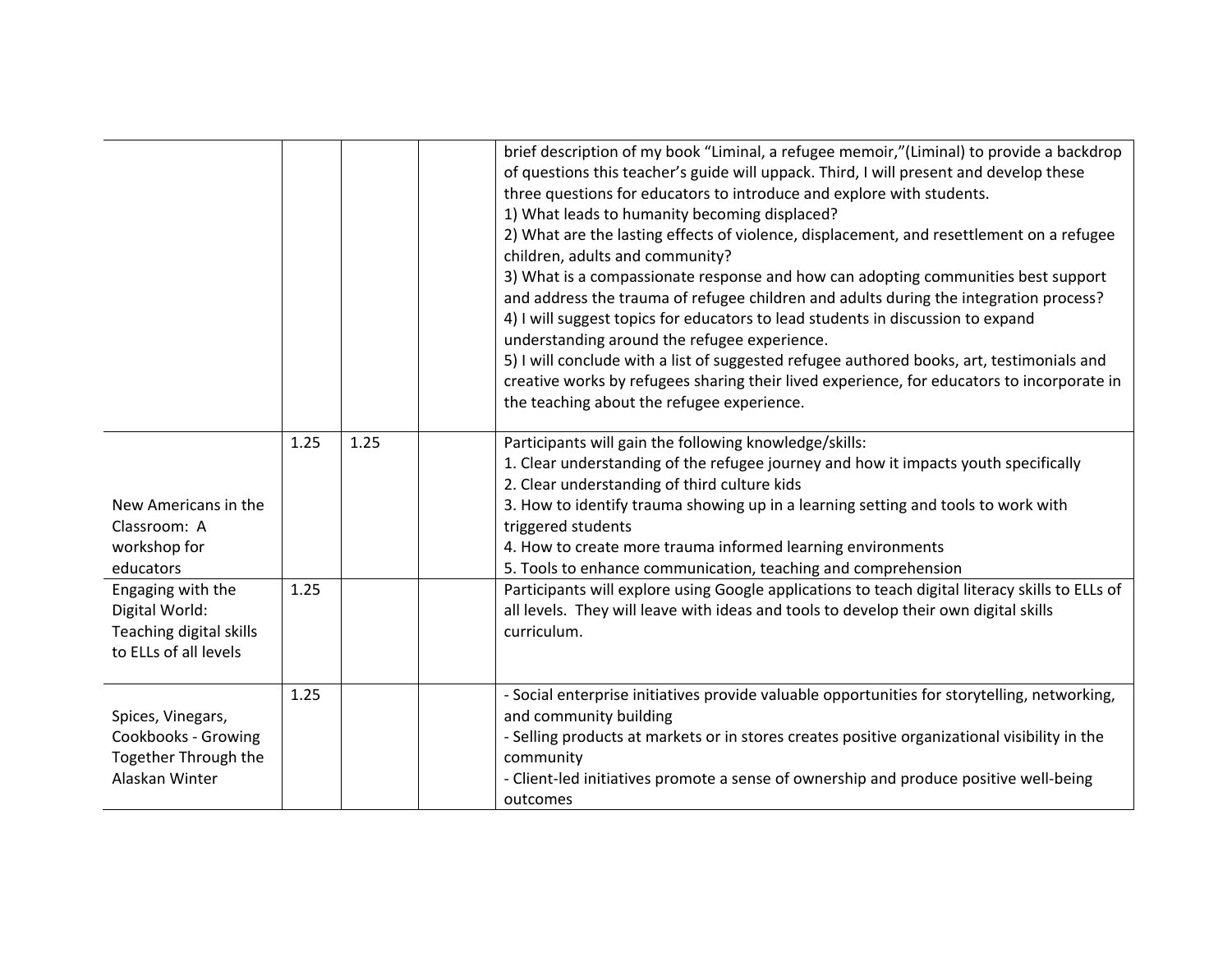| | | | | |
|---|---|---|---|---|
| | | | | brief description of my book "Liminal, a refugee memoir,"(Liminal) to provide a backdrop of questions this teacher's guide will uppack. Third, I will present and develop these three questions for educators to introduce and explore with students.<br>1) What leads to humanity becoming displaced?<br>2) What are the lasting effects of violence, displacement, and resettlement on a refugee children, adults and community?<br>3) What is a compassionate response and how can adopting communities best support and address the trauma of refugee children and adults during the integration process?<br>4) I will suggest topics for educators to lead students in discussion to expand understanding around the refugee experience.<br>5) I will conclude with a list of suggested refugee authored books, art, testimonials and creative works by refugees sharing their lived experience, for educators to incorporate in the teaching about the refugee experience. |
| New Americans in the Classroom: A workshop for educators | 1.25 | 1.25 | | Participants will gain the following knowledge/skills:<br>1. Clear understanding of the refugee journey and how it impacts youth specifically<br>2. Clear understanding of third culture kids<br>3. How to identify trauma showing up in a learning setting and tools to work with triggered students<br>4. How to create more trauma informed learning environments<br>5. Tools to enhance communication, teaching and comprehension |
| Engaging with the Digital World: Teaching digital skills to ELLs of all levels | 1.25 | | | Participants will explore using Google applications to teach digital literacy skills to ELLs of all levels. They will leave with ideas and tools to develop their own digital skills curriculum. |
| Spices, Vinegars, Cookbooks - Growing Together Through the Alaskan Winter | 1.25 | | | - Social enterprise initiatives provide valuable opportunities for storytelling, networking, and community building<br>- Selling products at markets or in stores creates positive organizational visibility in the community<br>- Client-led initiatives promote a sense of ownership and produce positive well-being outcomes |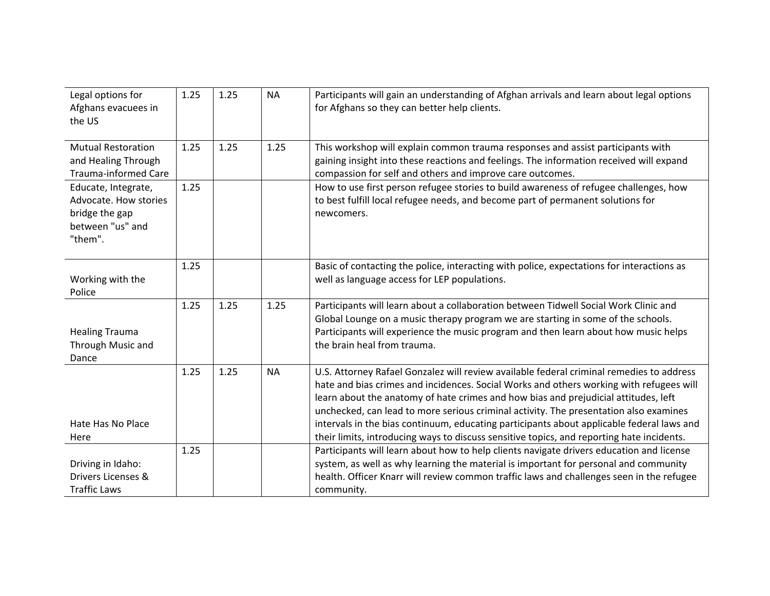| | | | | |
|---|---|---|---|---|
| Legal options for Afghans evacuees in the US | 1.25 | 1.25 | NA | Participants will gain an understanding of Afghan arrivals and learn about legal options for Afghans so they can better help clients. |
| Mutual Restoration and Healing Through Trauma-informed Care | 1.25 | 1.25 | 1.25 | This workshop will explain common trauma responses and assist participants with gaining insight into these reactions and feelings. The information received will expand compassion for self and others and improve care outcomes. |
| Educate, Integrate, Advocate. How stories bridge the gap between "us" and "them". | 1.25 | | | How to use first person refugee stories to build awareness of refugee challenges, how to best fulfill local refugee needs, and become part of permanent solutions for newcomers. |
| Working with the Police | 1.25 | | | Basic of contacting the police, interacting with police, expectations for interactions as well as language access for LEP populations. |
| Healing Trauma Through Music and Dance | 1.25 | 1.25 | 1.25 | Participants will learn about a collaboration between Tidwell Social Work Clinic and Global Lounge on a music therapy program we are starting in some of the schools. Participants will experience the music program and then learn about how music helps the brain heal from trauma. |
| Hate Has No Place Here | 1.25 | 1.25 | NA | U.S. Attorney Rafael Gonzalez will review available federal criminal remedies to address hate and bias crimes and incidences. Social Works and others working with refugees will learn about the anatomy of hate crimes and how bias and prejudicial attitudes, left unchecked, can lead to more serious criminal activity. The presentation also examines intervals in the bias continuum, educating participants about applicable federal laws and their limits, introducing ways to discuss sensitive topics, and reporting hate incidents. |
| Driving in Idaho: Drivers Licenses & Traffic Laws | 1.25 | | | Participants will learn about how to help clients navigate drivers education and license system, as well as why learning the material is important for personal and community health. Officer Knarr will review common traffic laws and challenges seen in the refugee community. |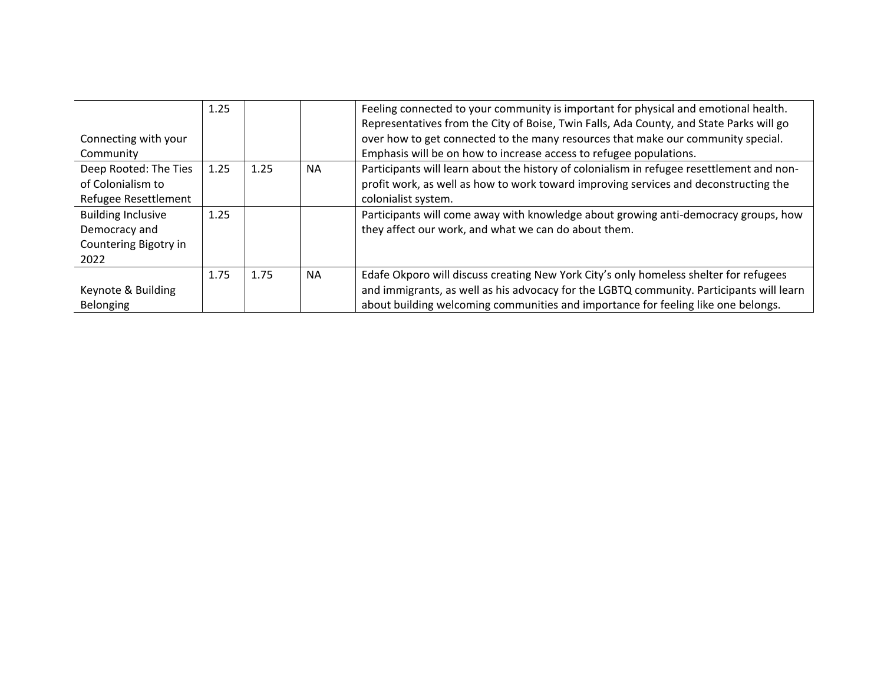| | | | | |
|---|---|---|---|---|
| Connecting with your Community | 1.25 | | | Feeling connected to your community is important for physical and emotional health. Representatives from the City of Boise, Twin Falls, Ada County, and State Parks will go over how to get connected to the many resources that make our community special. Emphasis will be on how to increase access to refugee populations. |
| Deep Rooted: The Ties of Colonialism to Refugee Resettlement | 1.25 | 1.25 | NA | Participants will learn about the history of colonialism in refugee resettlement and non-profit work, as well as how to work toward improving services and deconstructing the colonialist system. |
| Building Inclusive Democracy and Countering Bigotry in 2022 | 1.25 | | | Participants will come away with knowledge about growing anti-democracy groups, how they affect our work, and what we can do about them. |
| Keynote & Building Belonging | 1.75 | 1.75 | NA | Edafe Okporo will discuss creating New York City's only homeless shelter for refugees and immigrants, as well as his advocacy for the LGBTQ community. Participants will learn about building welcoming communities and importance for feeling like one belongs. |